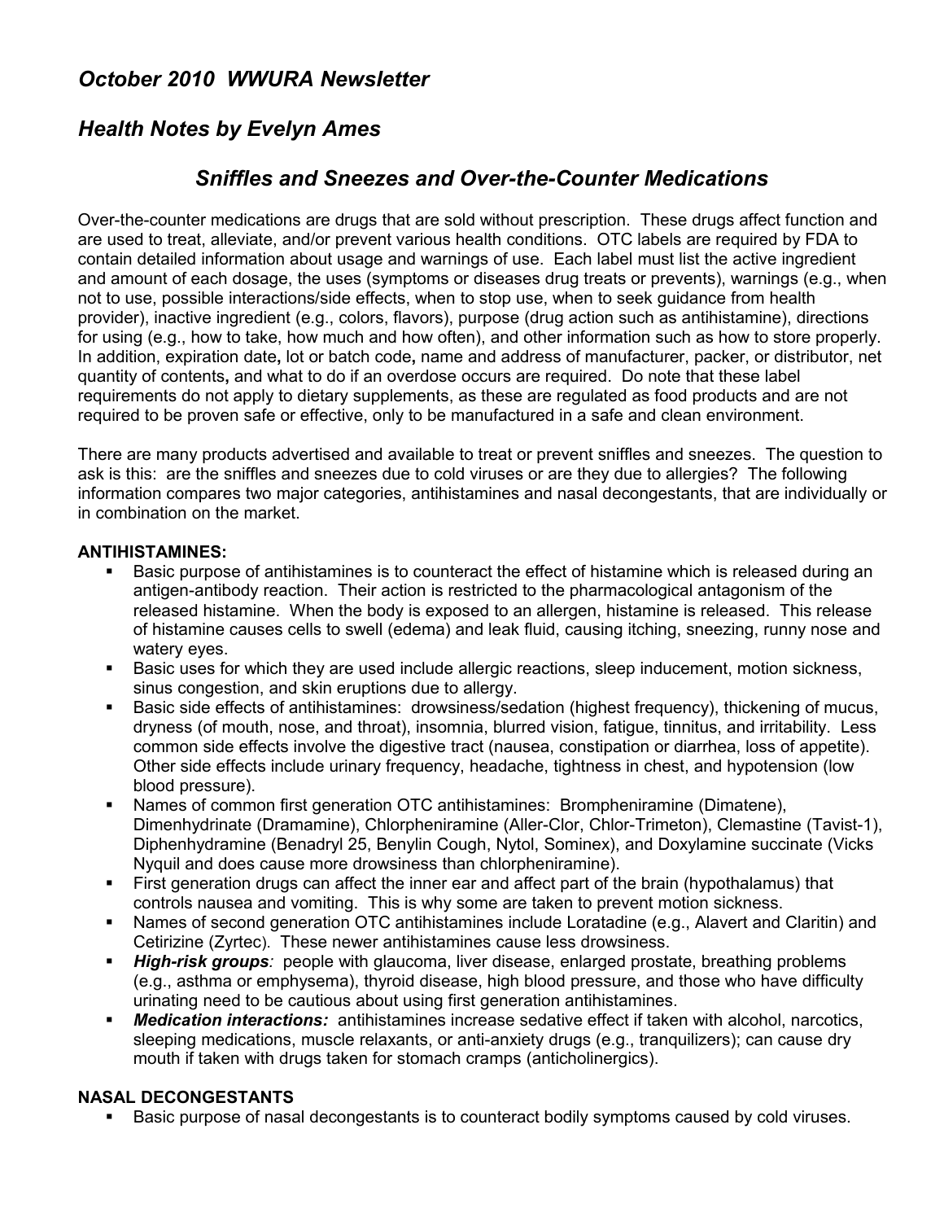# *October 2010 WWURA Newsletter*

## *Health Notes by Evelyn Ames*

### *Sniffles and Sneezes and Over-the-Counter Medications*

Over-the-counter medications are drugs that are sold without prescription. These drugs affect function and are used to treat, alleviate, and/or prevent various health conditions. OTC labels are required by FDA to contain detailed information about usage and warnings of use. Each label must list the active ingredient and amount of each dosage, the uses (symptoms or diseases drug treats or prevents), warnings (e.g., when not to use, possible interactions/side effects, when to stop use, when to seek guidance from health provider), inactive ingredient (e.g., colors, flavors), purpose (drug action such as antihistamine), directions for using (e.g., how to take, how much and how often), and other information such as how to store properly. In addition, expiration date**,** lot or batch code**,** name and address of manufacturer, packer, or distributor, net quantity of contents**,** and what to do if an overdose occurs are required. Do note that these label requirements do not apply to dietary supplements, as these are regulated as food products and are not required to be proven safe or effective, only to be manufactured in a safe and clean environment.

There are many products advertised and available to treat or prevent sniffles and sneezes. The question to ask is this: are the sniffles and sneezes due to cold viruses or are they due to allergies? The following information compares two major categories, antihistamines and nasal decongestants, that are individually or in combination on the market.

**ANTIHISTAMINES:**

- Basic purpose of antihistamines is to counteract the effect of histamine which is released during an antigen-antibody reaction. Their action is restricted to the pharmacological antagonism of the released histamine. When the body is exposed to an allergen, histamine is released. This release of histamine causes cells to swell (edema) and leak fluid, causing itching, sneezing, runny nose and watery eyes.
- Basic uses for which they are used include allergic reactions, sleep inducement, motion sickness, sinus congestion, and skin eruptions due to allergy.
- Basic side effects of antihistamines: drowsiness/sedation (highest frequency), thickening of mucus, dryness (of mouth, nose, and throat), insomnia, blurred vision, fatigue, tinnitus, and irritability. Less common side effects involve the digestive tract (nausea, constipation or diarrhea, loss of appetite). Other side effects include urinary frequency, headache, tightness in chest, and hypotension (low blood pressure).
- Names of common first generation OTC antihistamines: Brompheniramine (Dimatene), Dimenhydrinate (Dramamine), Chlorpheniramine (Aller-Clor, Chlor-Trimeton), Clemastine (Tavist-1), Diphenhydramine (Benadryl 25, Benylin Cough, Nytol, Sominex), and Doxylamine succinate (Vicks Nyquil and does cause more drowsiness than chlorpheniramine).
- First generation drugs can affect the inner ear and affect part of the brain (hypothalamus) that controls nausea and vomiting. This is why some are taken to prevent motion sickness.
- Names of second generation OTC antihistamines include Loratadine (e.g., Alavert and Claritin) and Cetirizine (Zyrtec). These newer antihistamines cause less drowsiness.
- ***High-risk groups**:* people with glaucoma, liver disease, enlarged prostate, breathing problems (e.g., asthma or emphysema), thyroid disease, high blood pressure, and those who have difficulty urinating need to be cautious about using first generation antihistamines.
- ***Medication interactions:*** antihistamines increase sedative effect if taken with alcohol, narcotics, sleeping medications, muscle relaxants, or anti-anxiety drugs (e.g., tranquilizers); can cause dry mouth if taken with drugs taken for stomach cramps (anticholinergics).

**NASAL DECONGESTANTS**

- Basic purpose of nasal decongestants is to counteract bodily symptoms caused by cold viruses.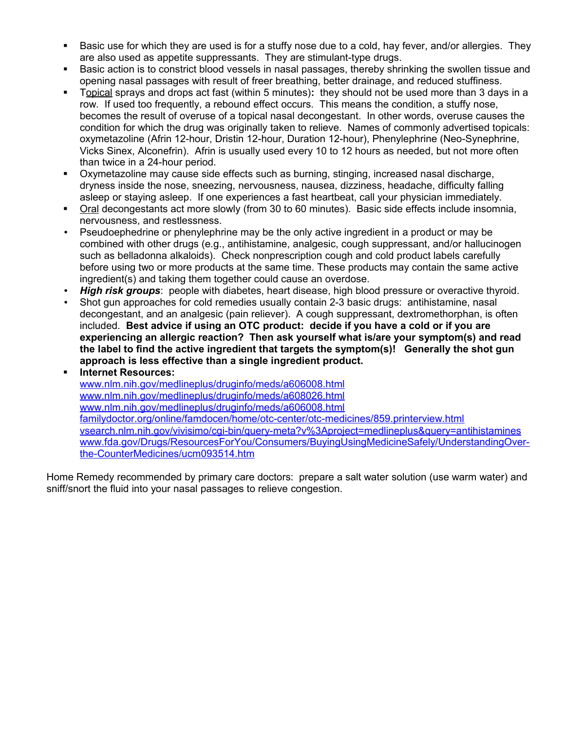- Basic use for which they are used is for a stuffy nose due to a cold, hay fever, and/or allergies. They are also used as appetite suppressants. They are stimulant-type drugs.
- Basic action is to constrict blood vessels in nasal passages, thereby shrinking the swollen tissue and opening nasal passages with result of freer breathing, better drainage, and reduced stuffiness.
- Topical sprays and drops act fast (within 5 minutes)**:** they should not be used more than 3 days in a row. If used too frequently, a rebound effect occurs. This means the condition, a stuffy nose, becomes the result of overuse of a topical nasal decongestant. In other words, overuse causes the condition for which the drug was originally taken to relieve. Names of commonly advertised topicals: oxymetazoline (Afrin 12-hour, Dristin 12-hour, Duration 12-hour), Phenylephrine (Neo-Synephrine, Vicks Sinex, Alconefrin). Afrin is usually used every 10 to 12 hours as needed, but not more often than twice in a 24-hour period.
- Oxymetazoline may cause side effects such as burning, stinging, increased nasal discharge, dryness inside the nose, sneezing, nervousness, nausea, dizziness, headache, difficulty falling asleep or staying asleep. If one experiences a fast heartbeat, call your physician immediately.
- Oral decongestants act more slowly (from 30 to 60 minutes). Basic side effects include insomnia, nervousness, and restlessness.
- Pseudoephedrine or phenylephrine may be the only active ingredient in a product or may be combined with other drugs (e.g., antihistamine, analgesic, cough suppressant, and/or hallucinogen such as belladonna alkaloids). Check nonprescription cough and cold product labels carefully before using two or more products at the same time. These products may contain the same active ingredient(s) and taking them together could cause an overdose.
- ***High risk groups***: people with diabetes, heart disease, high blood pressure or overactive thyroid.
- Shot gun approaches for cold remedies usually contain 2-3 basic drugs: antihistamine, nasal decongestant, and an analgesic (pain reliever). A cough suppressant, dextromethorphan, is often included. **Best advice if using an OTC product: decide if you have a cold or if you are experiencing an allergic reaction? Then ask yourself what is/are your symptom(s) and read the label to find the active ingredient that targets the symptom(s)! Generally the shot gun approach is less effective than a single ingredient product.**
- **Internet Resources:**
  www.nlm.nih.gov/medlineplus/druginfo/meds/a606008.html
  www.nlm.nih.gov/medlineplus/druginfo/meds/a608026.html
  www.nlm.nih.gov/medlineplus/druginfo/meds/a606008.html
  familydoctor.org/online/famdocen/home/otc-center/otc-medicines/859.printerview.html
  vsearch.nlm.nih.gov/vivisimo/cgi-bin/query-meta?v%3Aproject=medlineplus&query=antihistamines
  www.fda.gov/Drugs/ResourcesForYou/Consumers/BuyingUsingMedicineSafely/UnderstandingOver-the-CounterMedicines/ucm093514.htm

Home Remedy recommended by primary care doctors: prepare a salt water solution (use warm water) and sniff/snort the fluid into your nasal passages to relieve congestion.